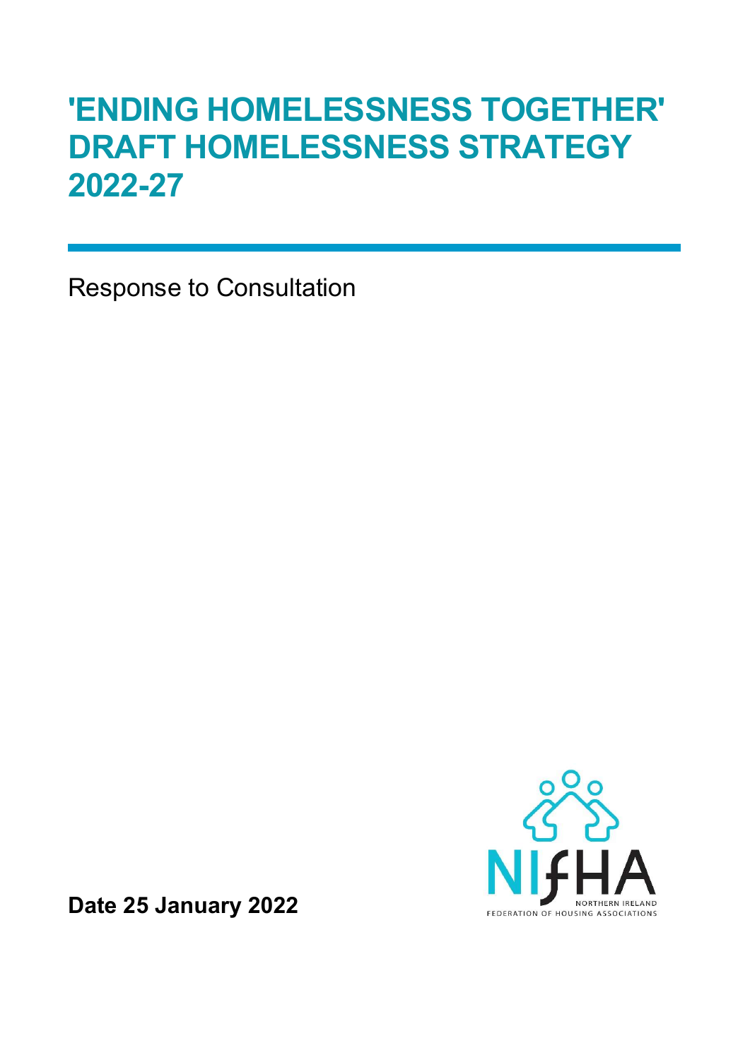# 'ENDING HOMELESSNESS TOGETHER' DRAFT HOMELESSNESS STRATEGY 2022-27

Response to Consultation

**Date 25 January 2022**

NIfHA
NORTHERN IRELAND
FEDERATION OF HOUSING ASSOCIATIONS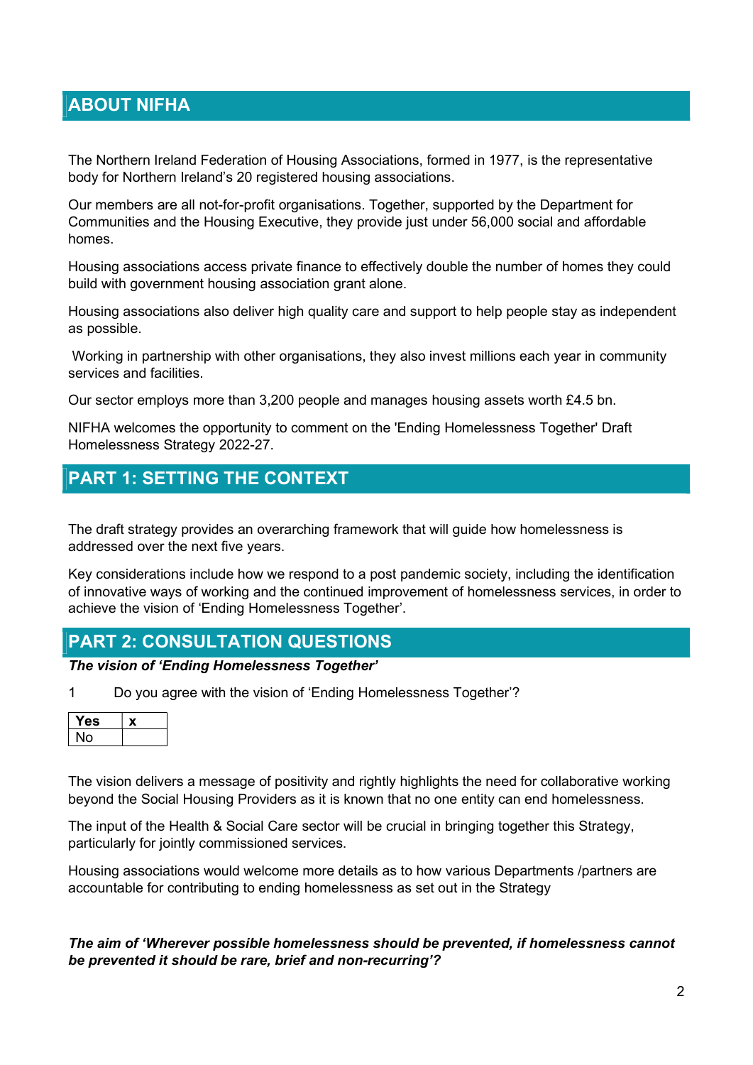## ABOUT NIFHA

The Northern Ireland Federation of Housing Associations, formed in 1977, is the representative body for Northern Ireland's 20 registered housing associations.

Our members are all not-for-profit organisations. Together, supported by the Department for Communities and the Housing Executive, they provide just under 56,000 social and affordable homes.

Housing associations access private finance to effectively double the number of homes they could build with government housing association grant alone.

Housing associations also deliver high quality care and support to help people stay as independent as possible.

Working in partnership with other organisations, they also invest millions each year in community services and facilities.

Our sector employs more than 3,200 people and manages housing assets worth £4.5 bn.

NIFHA welcomes the opportunity to comment on the 'Ending Homelessness Together' Draft Homelessness Strategy 2022-27.

## PART 1: SETTING THE CONTEXT

The draft strategy provides an overarching framework that will guide how homelessness is addressed over the next five years.

Key considerations include how we respond to a post pandemic society, including the identification of innovative ways of working and the continued improvement of homelessness services, in order to achieve the vision of 'Ending Homelessness Together'.

## PART 2: CONSULTATION QUESTIONS

***The vision of 'Ending Homelessness Together'***

1 Do you agree with the vision of 'Ending Homelessness Together'?

| **Yes** | **x** |
|---|---|
| No | |

The vision delivers a message of positivity and rightly highlights the need for collaborative working beyond the Social Housing Providers as it is known that no one entity can end homelessness.

The input of the Health & Social Care sector will be crucial in bringing together this Strategy, particularly for jointly commissioned services.

Housing associations would welcome more details as to how various Departments /partners are accountable for contributing to ending homelessness as set out in the Strategy

***The aim of 'Wherever possible homelessness should be prevented, if homelessness cannot be prevented it should be rare, brief and non-recurring'?***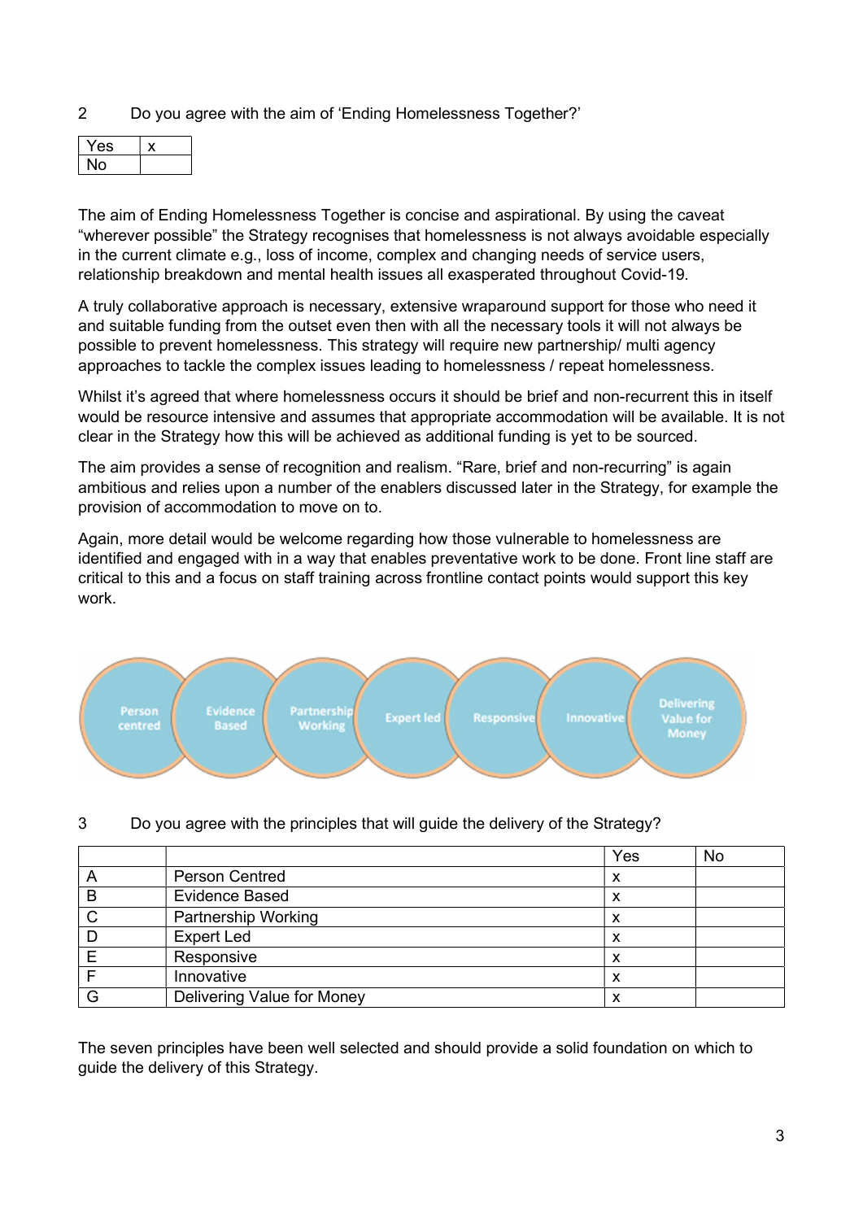2 Do you agree with the aim of 'Ending Homelessness Together?'

| Yes | x |
|---|---|
| No | |

The aim of Ending Homelessness Together is concise and aspirational. By using the caveat "wherever possible" the Strategy recognises that homelessness is not always avoidable especially in the current climate e.g., loss of income, complex and changing needs of service users, relationship breakdown and mental health issues all exasperated throughout Covid-19.

A truly collaborative approach is necessary, extensive wraparound support for those who need it and suitable funding from the outset even then with all the necessary tools it will not always be possible to prevent homelessness. This strategy will require new partnership/ multi agency approaches to tackle the complex issues leading to homelessness / repeat homelessness.

Whilst it's agreed that where homelessness occurs it should be brief and non-recurrent this in itself would be resource intensive and assumes that appropriate accommodation will be available. It is not clear in the Strategy how this will be achieved as additional funding is yet to be sourced.

The aim provides a sense of recognition and realism. "Rare, brief and non-recurring" is again ambitious and relies upon a number of the enablers discussed later in the Strategy, for example the provision of accommodation to move on to.

Again, more detail would be welcome regarding how those vulnerable to homelessness are identified and engaged with in a way that enables preventative work to be done. Front line staff are critical to this and a focus on staff training across frontline contact points would support this key work.

Person centred | Evidence Based | Partnership Working | Expert led | Responsive | Innovative | Delivering Value for Money

3 Do you agree with the principles that will guide the delivery of the Strategy?

| | | Yes | No |
|---|---|---|---|
| A | Person Centred | x | |
| B | Evidence Based | x | |
| C | Partnership Working | x | |
| D | Expert Led | x | |
| E | Responsive | x | |
| F | Innovative | x | |
| G | Delivering Value for Money | x | |

The seven principles have been well selected and should provide a solid foundation on which to guide the delivery of this Strategy.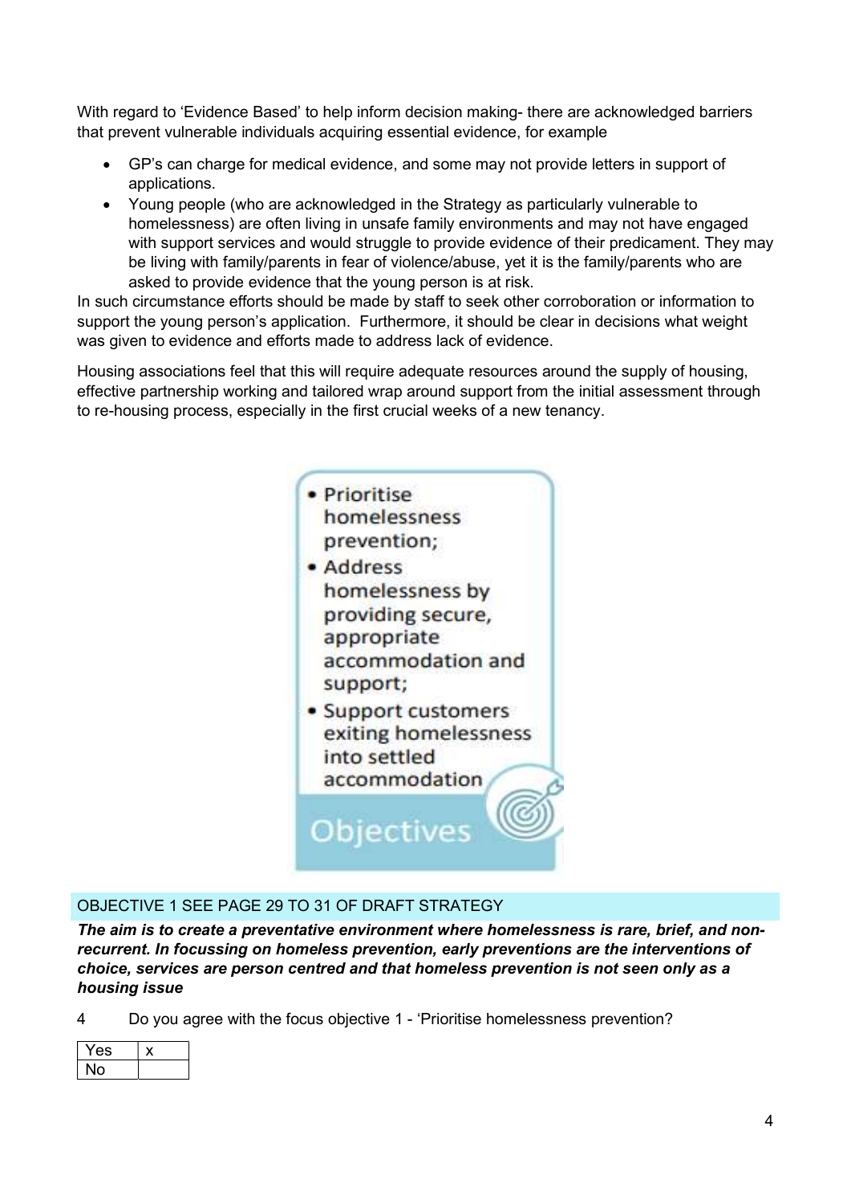With regard to 'Evidence Based' to help inform decision making- there are acknowledged barriers that prevent vulnerable individuals acquiring essential evidence, for example

- GP's can charge for medical evidence, and some may not provide letters in support of applications.
- Young people (who are acknowledged in the Strategy as particularly vulnerable to homelessness) are often living in unsafe family environments and may not have engaged with support services and would struggle to provide evidence of their predicament. They may be living with family/parents in fear of violence/abuse, yet it is the family/parents who are asked to provide evidence that the young person is at risk.

In such circumstance efforts should be made by staff to seek other corroboration or information to support the young person's application. Furthermore, it should be clear in decisions what weight was given to evidence and efforts made to address lack of evidence.

Housing associations feel that this will require adequate resources around the supply of housing, effective partnership working and tailored wrap around support from the initial assessment through to re-housing process, especially in the first crucial weeks of a new tenancy.

- Prioritise homelessness prevention;
- Address homelessness by providing secure, appropriate accommodation and support;
- Support customers exiting homelessness into settled accommodation

Objectives

## OBJECTIVE 1 SEE PAGE 29 TO 31 OF DRAFT STRATEGY

***The aim is to create a preventative environment where homelessness is rare, brief, and non-recurrent. In focussing on homeless prevention, early preventions are the interventions of choice, services are person centred and that homeless prevention is not seen only as a housing issue***

4 Do you agree with the focus objective 1 - 'Prioritise homelessness prevention?

| Yes | x |
|---|---|
| No | |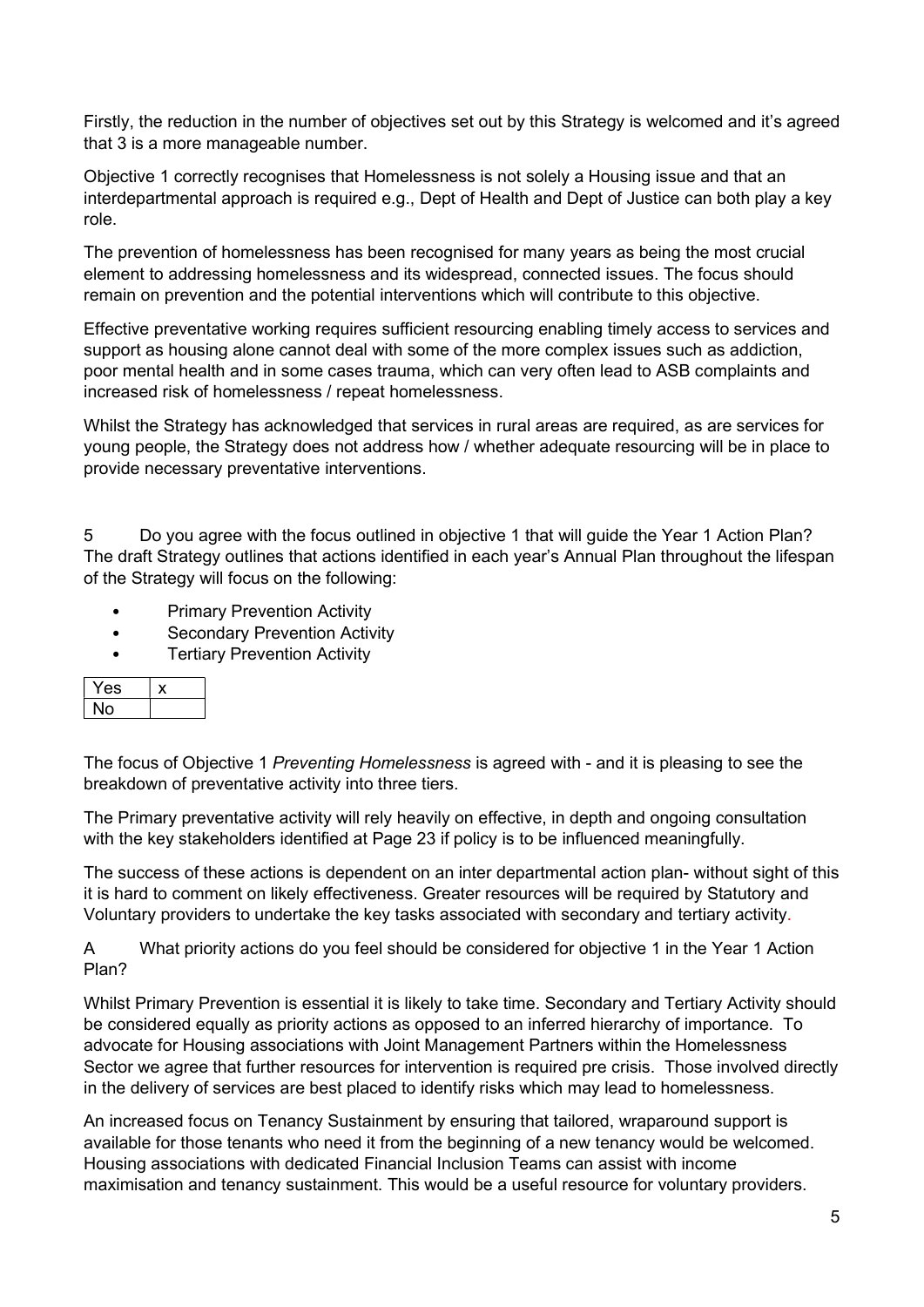Firstly, the reduction in the number of objectives set out by this Strategy is welcomed and it's agreed that 3 is a more manageable number.

Objective 1 correctly recognises that Homelessness is not solely a Housing issue and that an interdepartmental approach is required e.g., Dept of Health and Dept of Justice can both play a key role.

The prevention of homelessness has been recognised for many years as being the most crucial element to addressing homelessness and its widespread, connected issues. The focus should remain on prevention and the potential interventions which will contribute to this objective.

Effective preventative working requires sufficient resourcing enabling timely access to services and support as housing alone cannot deal with some of the more complex issues such as addiction, poor mental health and in some cases trauma, which can very often lead to ASB complaints and increased risk of homelessness / repeat homelessness.

Whilst the Strategy has acknowledged that services in rural areas are required, as are services for young people, the Strategy does not address how / whether adequate resourcing will be in place to provide necessary preventative interventions.

5 Do you agree with the focus outlined in objective 1 that will guide the Year 1 Action Plan? The draft Strategy outlines that actions identified in each year's Annual Plan throughout the lifespan of the Strategy will focus on the following:

- Primary Prevention Activity
- Secondary Prevention Activity
- Tertiary Prevention Activity

| Yes | x |
|---|---|
| No | |

The focus of Objective 1 *Preventing Homelessness* is agreed with - and it is pleasing to see the breakdown of preventative activity into three tiers.

The Primary preventative activity will rely heavily on effective, in depth and ongoing consultation with the key stakeholders identified at Page 23 if policy is to be influenced meaningfully.

The success of these actions is dependent on an inter departmental action plan- without sight of this it is hard to comment on likely effectiveness. Greater resources will be required by Statutory and Voluntary providers to undertake the key tasks associated with secondary and tertiary activity.

A What priority actions do you feel should be considered for objective 1 in the Year 1 Action Plan?

Whilst Primary Prevention is essential it is likely to take time. Secondary and Tertiary Activity should be considered equally as priority actions as opposed to an inferred hierarchy of importance. To advocate for Housing associations with Joint Management Partners within the Homelessness Sector we agree that further resources for intervention is required pre crisis. Those involved directly in the delivery of services are best placed to identify risks which may lead to homelessness.

An increased focus on Tenancy Sustainment by ensuring that tailored, wraparound support is available for those tenants who need it from the beginning of a new tenancy would be welcomed. Housing associations with dedicated Financial Inclusion Teams can assist with income maximisation and tenancy sustainment. This would be a useful resource for voluntary providers.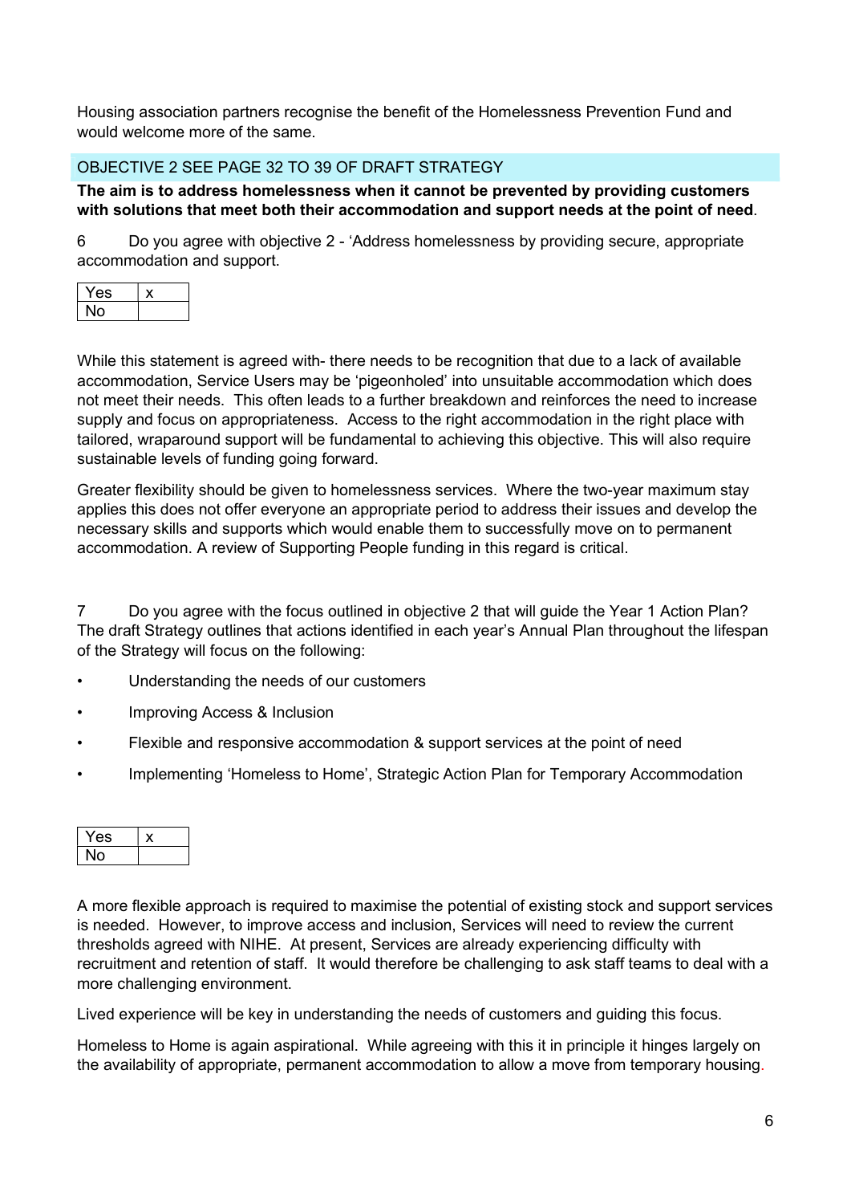Housing association partners recognise the benefit of the Homelessness Prevention Fund and would welcome more of the same.

## OBJECTIVE 2 SEE PAGE 32 TO 39 OF DRAFT STRATEGY

**The aim is to address homelessness when it cannot be prevented by providing customers with solutions that meet both their accommodation and support needs at the point of need**.

6 Do you agree with objective 2 - 'Address homelessness by providing secure, appropriate accommodation and support.

| Yes | x |
|---|---|
| No | |

While this statement is agreed with- there needs to be recognition that due to a lack of available accommodation, Service Users may be 'pigeonholed' into unsuitable accommodation which does not meet their needs. This often leads to a further breakdown and reinforces the need to increase supply and focus on appropriateness. Access to the right accommodation in the right place with tailored, wraparound support will be fundamental to achieving this objective. This will also require sustainable levels of funding going forward.

Greater flexibility should be given to homelessness services. Where the two-year maximum stay applies this does not offer everyone an appropriate period to address their issues and develop the necessary skills and supports which would enable them to successfully move on to permanent accommodation. A review of Supporting People funding in this regard is critical.

7 Do you agree with the focus outlined in objective 2 that will guide the Year 1 Action Plan? The draft Strategy outlines that actions identified in each year's Annual Plan throughout the lifespan of the Strategy will focus on the following:

- Understanding the needs of our customers
- Improving Access & Inclusion
- Flexible and responsive accommodation & support services at the point of need
- Implementing 'Homeless to Home', Strategic Action Plan for Temporary Accommodation

| Yes | x |
|---|---|
| No | |

A more flexible approach is required to maximise the potential of existing stock and support services is needed. However, to improve access and inclusion, Services will need to review the current thresholds agreed with NIHE. At present, Services are already experiencing difficulty with recruitment and retention of staff. It would therefore be challenging to ask staff teams to deal with a more challenging environment.

Lived experience will be key in understanding the needs of customers and guiding this focus.

Homeless to Home is again aspirational. While agreeing with this it in principle it hinges largely on the availability of appropriate, permanent accommodation to allow a move from temporary housing.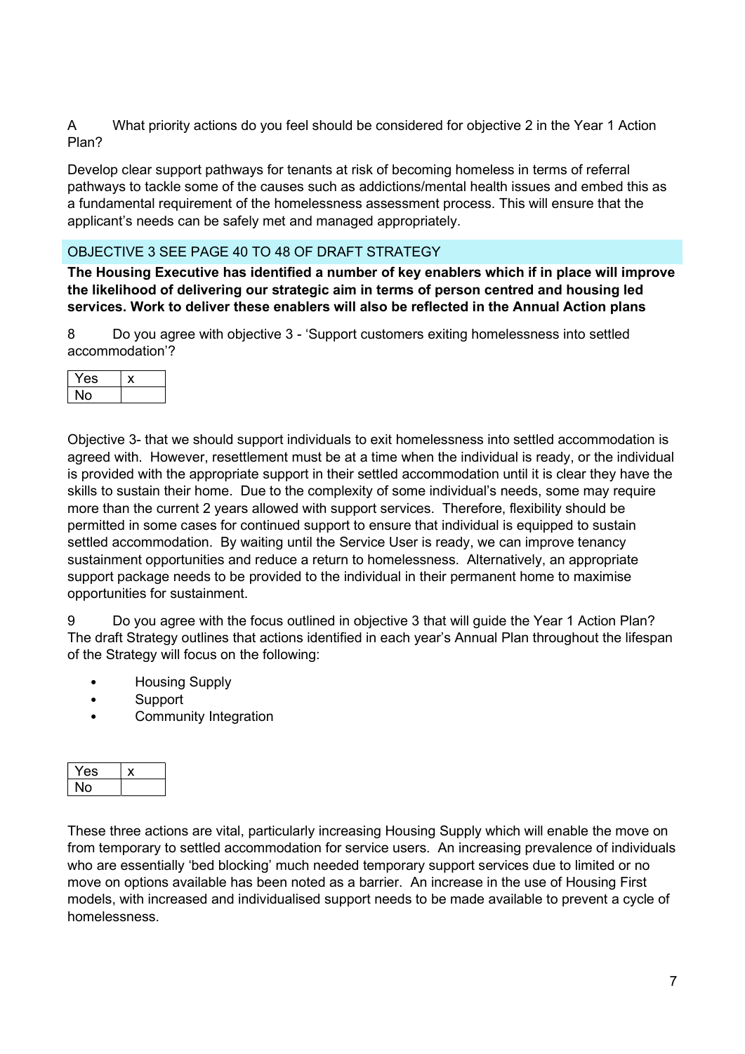A What priority actions do you feel should be considered for objective 2 in the Year 1 Action Plan?

Develop clear support pathways for tenants at risk of becoming homeless in terms of referral pathways to tackle some of the causes such as addictions/mental health issues and embed this as a fundamental requirement of the homelessness assessment process. This will ensure that the applicant's needs can be safely met and managed appropriately.

## OBJECTIVE 3 SEE PAGE 40 TO 48 OF DRAFT STRATEGY

**The Housing Executive has identified a number of key enablers which if in place will improve the likelihood of delivering our strategic aim in terms of person centred and housing led services. Work to deliver these enablers will also be reflected in the Annual Action plans**

8 Do you agree with objective 3 - 'Support customers exiting homelessness into settled accommodation'?

| Yes | x |
|---|---|
| No | |

Objective 3- that we should support individuals to exit homelessness into settled accommodation is agreed with. However, resettlement must be at a time when the individual is ready, or the individual is provided with the appropriate support in their settled accommodation until it is clear they have the skills to sustain their home. Due to the complexity of some individual's needs, some may require more than the current 2 years allowed with support services. Therefore, flexibility should be permitted in some cases for continued support to ensure that individual is equipped to sustain settled accommodation. By waiting until the Service User is ready, we can improve tenancy sustainment opportunities and reduce a return to homelessness. Alternatively, an appropriate support package needs to be provided to the individual in their permanent home to maximise opportunities for sustainment.

9 Do you agree with the focus outlined in objective 3 that will guide the Year 1 Action Plan? The draft Strategy outlines that actions identified in each year's Annual Plan throughout the lifespan of the Strategy will focus on the following:

- Housing Supply
- Support
- Community Integration

| Yes | x |
|---|---|
| No | |

These three actions are vital, particularly increasing Housing Supply which will enable the move on from temporary to settled accommodation for service users. An increasing prevalence of individuals who are essentially 'bed blocking' much needed temporary support services due to limited or no move on options available has been noted as a barrier. An increase in the use of Housing First models, with increased and individualised support needs to be made available to prevent a cycle of homelessness.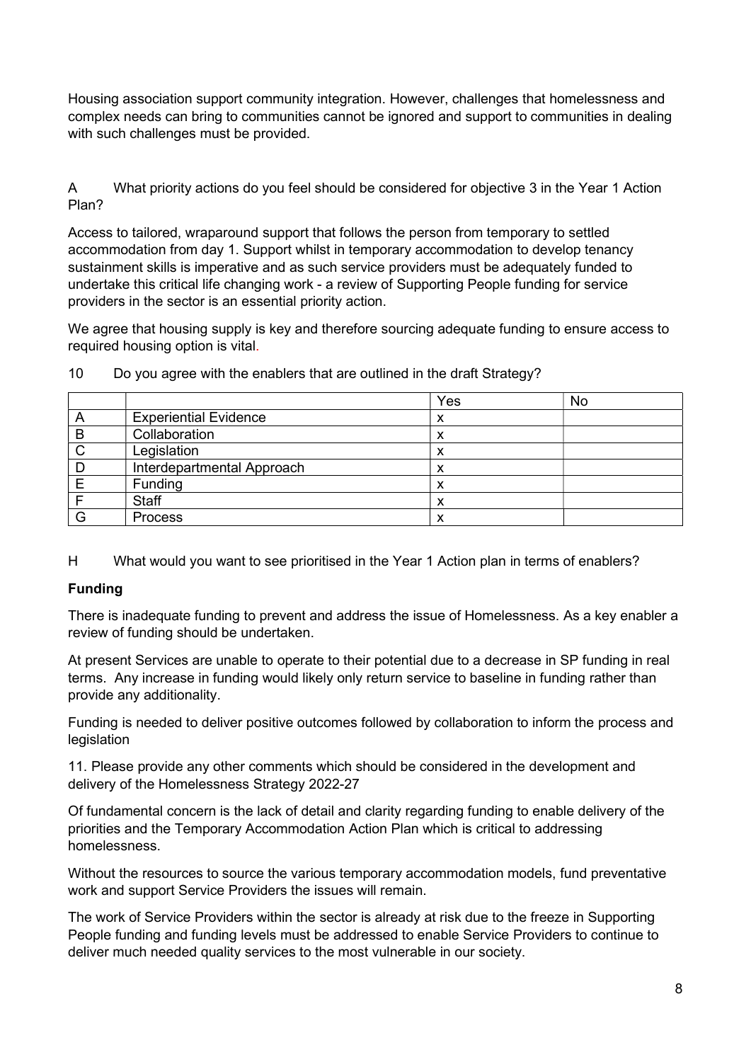Housing association support community integration. However, challenges that homelessness and complex needs can bring to communities cannot be ignored and support to communities in dealing with such challenges must be provided.

A What priority actions do you feel should be considered for objective 3 in the Year 1 Action Plan?

Access to tailored, wraparound support that follows the person from temporary to settled accommodation from day 1. Support whilst in temporary accommodation to develop tenancy sustainment skills is imperative and as such service providers must be adequately funded to undertake this critical life changing work - a review of Supporting People funding for service providers in the sector is an essential priority action.

We agree that housing supply is key and therefore sourcing adequate funding to ensure access to required housing option is vital.

10 Do you agree with the enablers that are outlined in the draft Strategy?

| | | Yes | No |
|---|---|---|---|
| A | Experiential Evidence | x | |
| B | Collaboration | x | |
| C | Legislation | x | |
| D | Interdepartmental Approach | x | |
| E | Funding | x | |
| F | Staff | x | |
| G | Process | x | |

H What would you want to see prioritised in the Year 1 Action plan in terms of enablers?

**Funding**

There is inadequate funding to prevent and address the issue of Homelessness. As a key enabler a review of funding should be undertaken.

At present Services are unable to operate to their potential due to a decrease in SP funding in real terms. Any increase in funding would likely only return service to baseline in funding rather than provide any additionality.

Funding is needed to deliver positive outcomes followed by collaboration to inform the process and legislation

11. Please provide any other comments which should be considered in the development and delivery of the Homelessness Strategy 2022-27

Of fundamental concern is the lack of detail and clarity regarding funding to enable delivery of the priorities and the Temporary Accommodation Action Plan which is critical to addressing homelessness.

Without the resources to source the various temporary accommodation models, fund preventative work and support Service Providers the issues will remain.

The work of Service Providers within the sector is already at risk due to the freeze in Supporting People funding and funding levels must be addressed to enable Service Providers to continue to deliver much needed quality services to the most vulnerable in our society.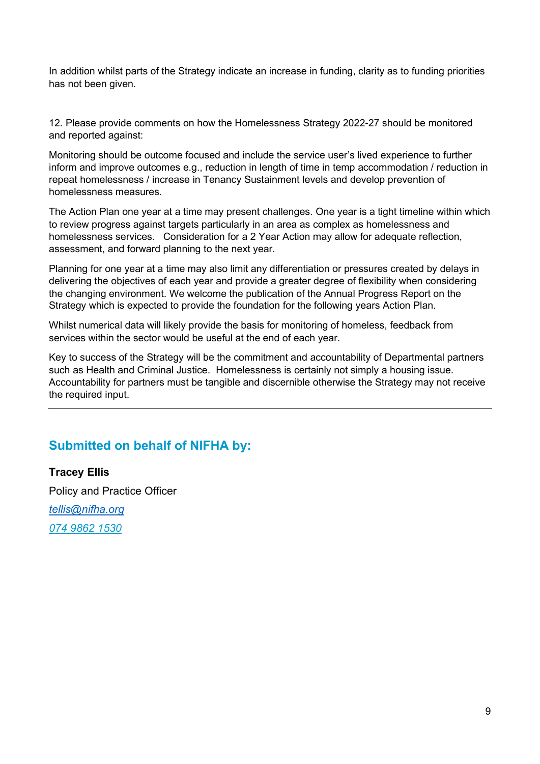In addition whilst parts of the Strategy indicate an increase in funding, clarity as to funding priorities has not been given.

12. Please provide comments on how the Homelessness Strategy 2022-27 should be monitored and reported against:

Monitoring should be outcome focused and include the service user's lived experience to further inform and improve outcomes e.g., reduction in length of time in temp accommodation / reduction in repeat homelessness / increase in Tenancy Sustainment levels and develop prevention of homelessness measures.

The Action Plan one year at a time may present challenges. One year is a tight timeline within which to review progress against targets particularly in an area as complex as homelessness and homelessness services. Consideration for a 2 Year Action may allow for adequate reflection, assessment, and forward planning to the next year.

Planning for one year at a time may also limit any differentiation or pressures created by delays in delivering the objectives of each year and provide a greater degree of flexibility when considering the changing environment. We welcome the publication of the Annual Progress Report on the Strategy which is expected to provide the foundation for the following years Action Plan.

Whilst numerical data will likely provide the basis for monitoring of homeless, feedback from services within the sector would be useful at the end of each year.

Key to success of the Strategy will be the commitment and accountability of Departmental partners such as Health and Criminal Justice. Homelessness is certainly not simply a housing issue. Accountability for partners must be tangible and discernible otherwise the Strategy may not receive the required input.

---

## Submitted on behalf of NIFHA by:

**Tracey Ellis**

Policy and Practice Officer

*tellis@nifha.org*

*074 9862 1530*